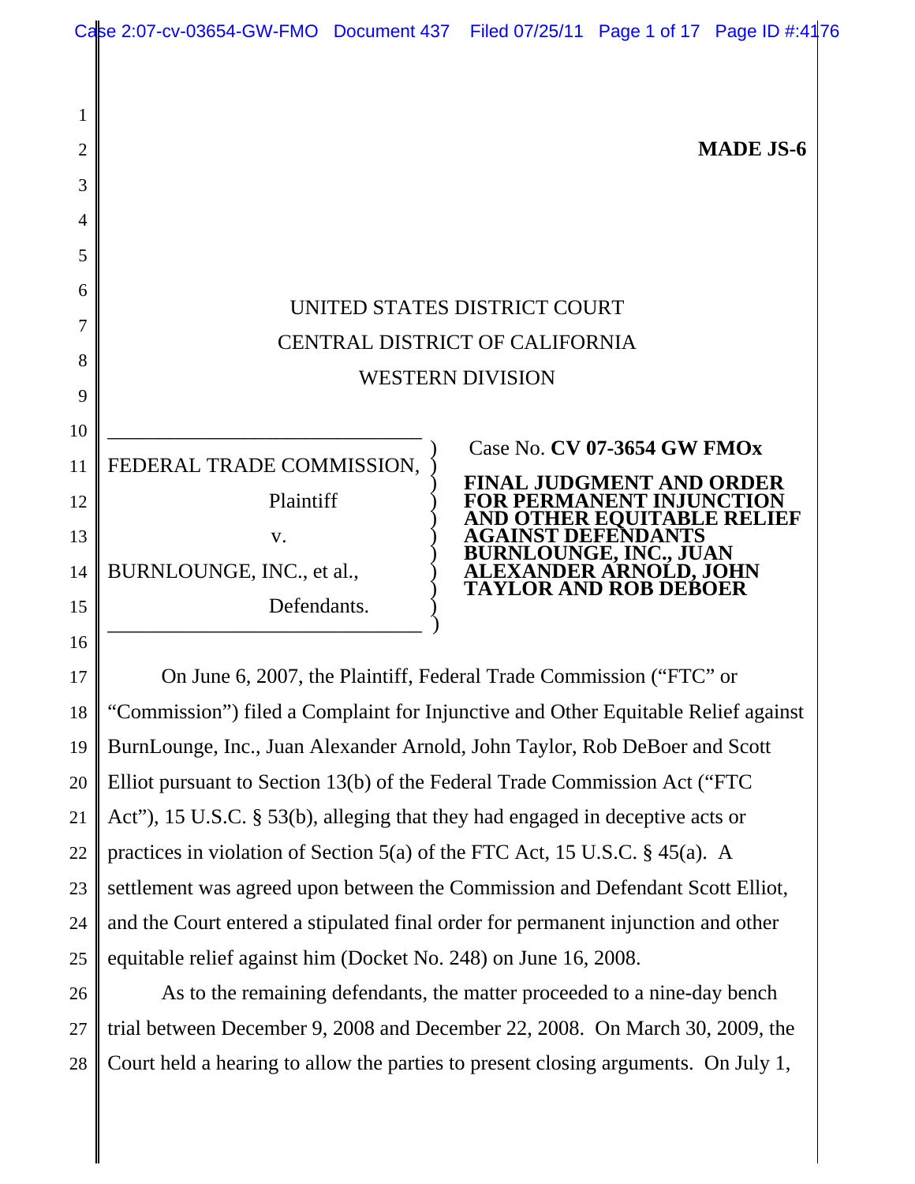**MADE JS-6**

UNITED STATES DISTRICT COURT
CENTRAL DISTRICT OF CALIFORNIA
WESTERN DIVISION

| | |
|---|---|
| FEDERAL TRADE COMMISSION, Plaintiff v. BURNLOUNGE, INC., et al., Defendants. | Case No. **CV 07-3654 GW FMOx** **FINAL JUDGMENT AND ORDER FOR PERMANENT INJUNCTION AND OTHER EQUITABLE RELIEF AGAINST DEFENDANTS BURNLOUNGE, INC., JUAN ALEXANDER ARNOLD, JOHN TAYLOR AND ROB DEBOER** |

On June 6, 2007, the Plaintiff, Federal Trade Commission ("FTC" or "Commission") filed a Complaint for Injunctive and Other Equitable Relief against BurnLounge, Inc., Juan Alexander Arnold, John Taylor, Rob DeBoer and Scott Elliot pursuant to Section 13(b) of the Federal Trade Commission Act ("FTC Act"), 15 U.S.C. § 53(b), alleging that they had engaged in deceptive acts or practices in violation of Section 5(a) of the FTC Act, 15 U.S.C. § 45(a). A settlement was agreed upon between the Commission and Defendant Scott Elliot, and the Court entered a stipulated final order for permanent injunction and other equitable relief against him (Docket No. 248) on June 16, 2008.

As to the remaining defendants, the matter proceeded to a nine-day bench trial between December 9, 2008 and December 22, 2008. On March 30, 2009, the Court held a hearing to allow the parties to present closing arguments. On July 1,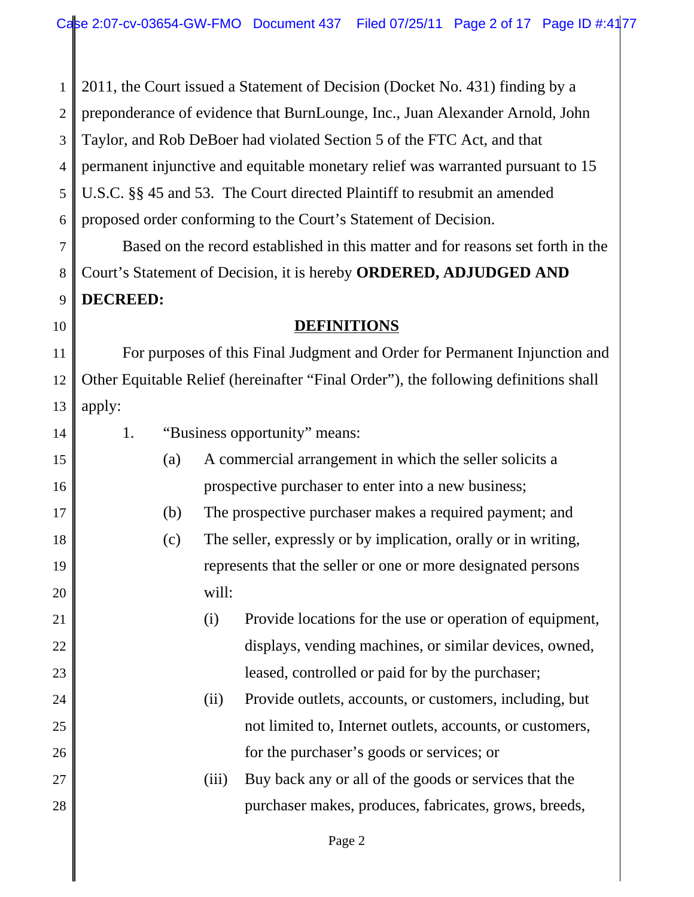2011, the Court issued a Statement of Decision (Docket No. 431) finding by a preponderance of evidence that BurnLounge, Inc., Juan Alexander Arnold, John Taylor, and Rob DeBoer had violated Section 5 of the FTC Act, and that permanent injunctive and equitable monetary relief was warranted pursuant to 15 U.S.C. §§ 45 and 53. The Court directed Plaintiff to resubmit an amended proposed order conforming to the Court's Statement of Decision.

Based on the record established in this matter and for reasons set forth in the Court's Statement of Decision, it is hereby **ORDERED, ADJUDGED AND DECREED:**

## DEFINITIONS

For purposes of this Final Judgment and Order for Permanent Injunction and Other Equitable Relief (hereinafter "Final Order"), the following definitions shall apply:

1. "Business opportunity" means:
   - (a) A commercial arrangement in which the seller solicits a prospective purchaser to enter into a new business;
   - (b) The prospective purchaser makes a required payment; and
   - (c) The seller, expressly or by implication, orally or in writing, represents that the seller or one or more designated persons will:
     - (i) Provide locations for the use or operation of equipment, displays, vending machines, or similar devices, owned, leased, controlled or paid for by the purchaser;
     - (ii) Provide outlets, accounts, or customers, including, but not limited to, Internet outlets, accounts, or customers, for the purchaser's goods or services; or
     - (iii) Buy back any or all of the goods or services that the purchaser makes, produces, fabricates, grows, breeds,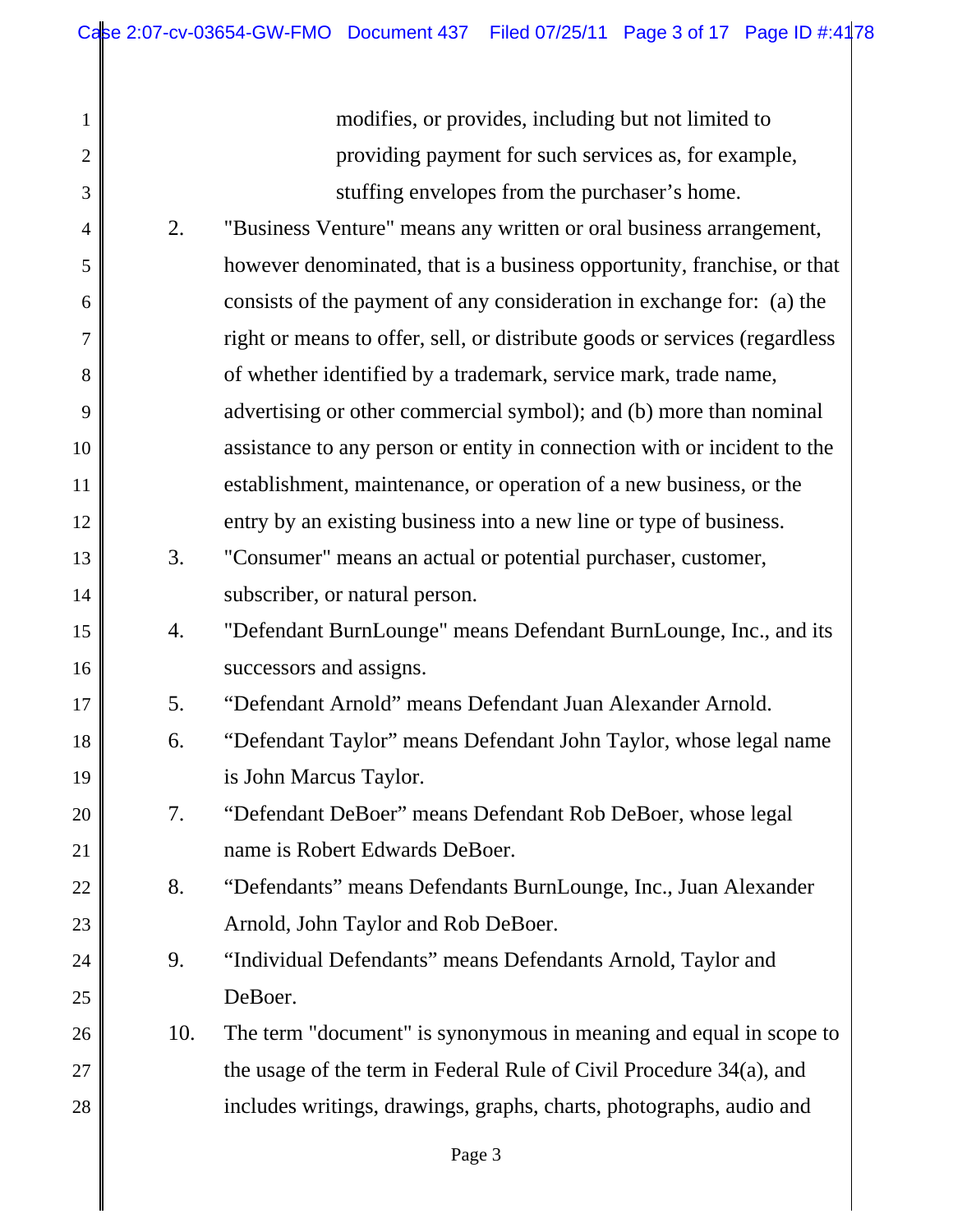modifies, or provides, including but not limited to providing payment for such services as, for example, stuffing envelopes from the purchaser's home.

2. "Business Venture" means any written or oral business arrangement, however denominated, that is a business opportunity, franchise, or that consists of the payment of any consideration in exchange for: (a) the right or means to offer, sell, or distribute goods or services (regardless of whether identified by a trademark, service mark, trade name, advertising or other commercial symbol); and (b) more than nominal assistance to any person or entity in connection with or incident to the establishment, maintenance, or operation of a new business, or the entry by an existing business into a new line or type of business.

3. "Consumer" means an actual or potential purchaser, customer, subscriber, or natural person.

4. "Defendant BurnLounge" means Defendant BurnLounge, Inc., and its successors and assigns.

5. "Defendant Arnold" means Defendant Juan Alexander Arnold.

6. "Defendant Taylor" means Defendant John Taylor, whose legal name is John Marcus Taylor.

7. "Defendant DeBoer" means Defendant Rob DeBoer, whose legal name is Robert Edwards DeBoer.

8. "Defendants" means Defendants BurnLounge, Inc., Juan Alexander Arnold, John Taylor and Rob DeBoer.

9. "Individual Defendants" means Defendants Arnold, Taylor and DeBoer.

10. The term "document" is synonymous in meaning and equal in scope to the usage of the term in Federal Rule of Civil Procedure 34(a), and includes writings, drawings, graphs, charts, photographs, audio and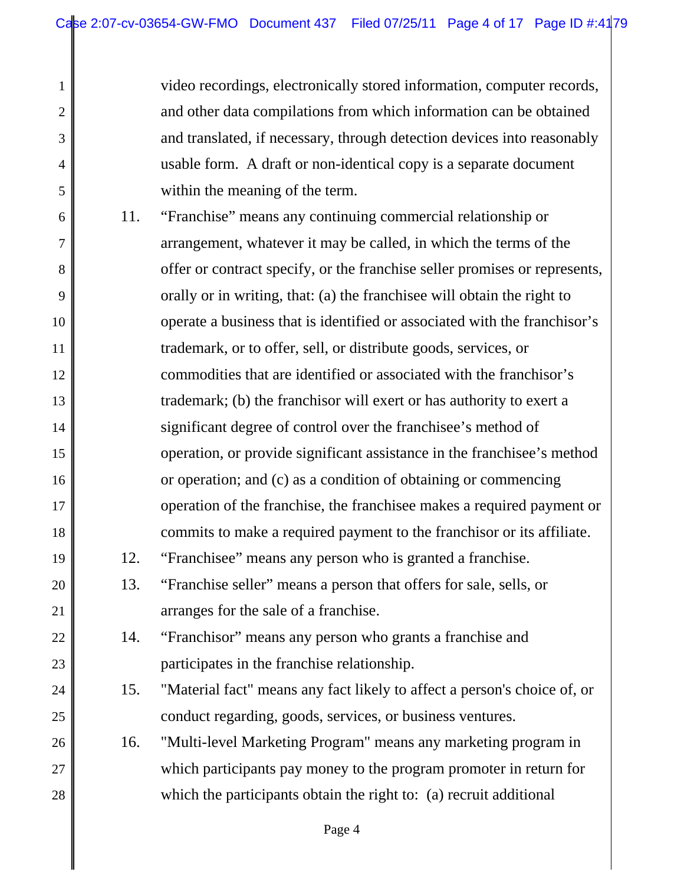video recordings, electronically stored information, computer records, and other data compilations from which information can be obtained and translated, if necessary, through detection devices into reasonably usable form. A draft or non-identical copy is a separate document within the meaning of the term.

11. "Franchise" means any continuing commercial relationship or arrangement, whatever it may be called, in which the terms of the offer or contract specify, or the franchise seller promises or represents, orally or in writing, that: (a) the franchisee will obtain the right to operate a business that is identified or associated with the franchisor's trademark, or to offer, sell, or distribute goods, services, or commodities that are identified or associated with the franchisor's trademark; (b) the franchisor will exert or has authority to exert a significant degree of control over the franchisee's method of operation, or provide significant assistance in the franchisee's method or operation; and (c) as a condition of obtaining or commencing operation of the franchise, the franchisee makes a required payment or commits to make a required payment to the franchisor or its affiliate.

12. "Franchisee" means any person who is granted a franchise.

13. "Franchise seller" means a person that offers for sale, sells, or arranges for the sale of a franchise.

14. "Franchisor" means any person who grants a franchise and participates in the franchise relationship.

15. "Material fact" means any fact likely to affect a person's choice of, or conduct regarding, goods, services, or business ventures.

16. "Multi-level Marketing Program" means any marketing program in which participants pay money to the program promoter in return for which the participants obtain the right to: (a) recruit additional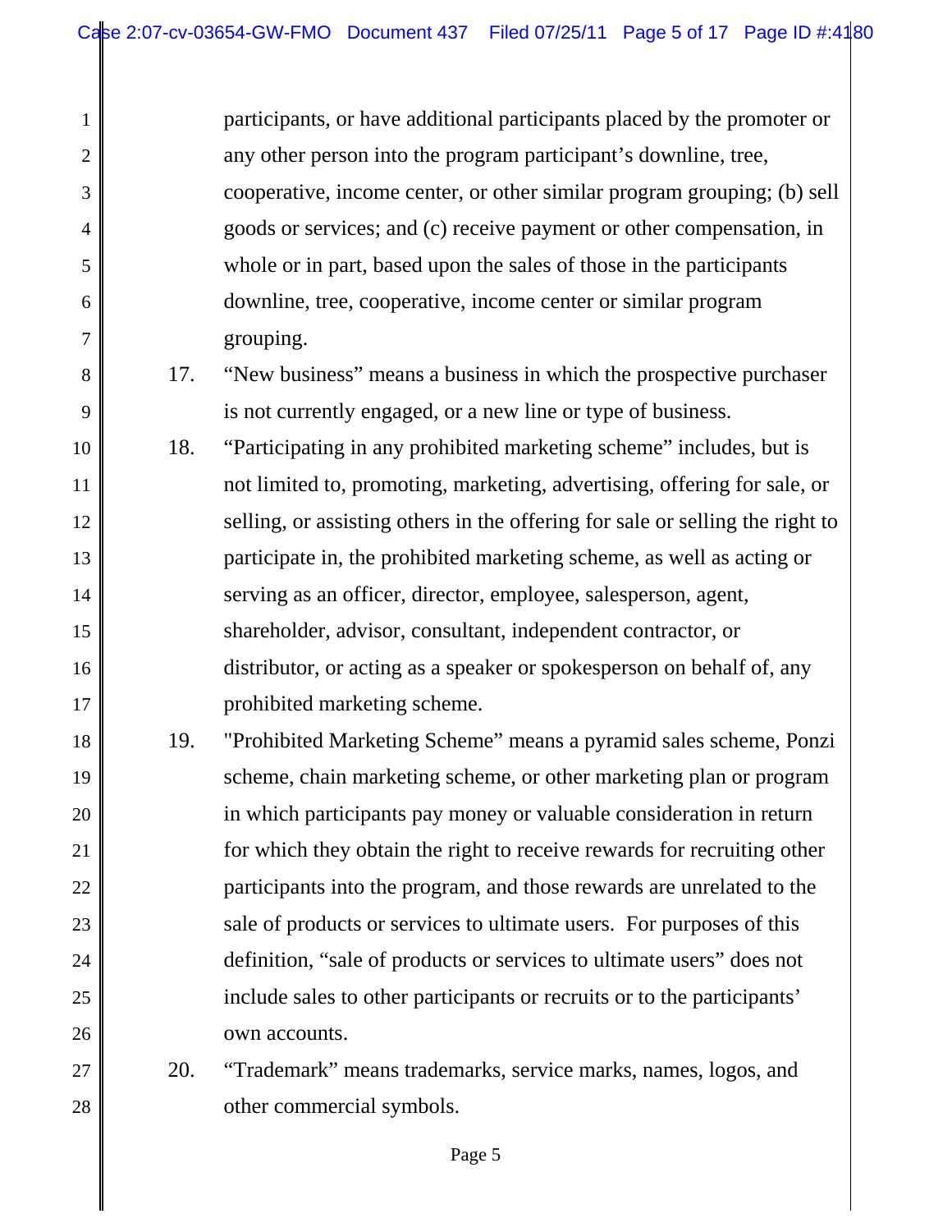participants, or have additional participants placed by the promoter or any other person into the program participant's downline, tree, cooperative, income center, or other similar program grouping; (b) sell goods or services; and (c) receive payment or other compensation, in whole or in part, based upon the sales of those in the participants downline, tree, cooperative, income center or similar program grouping.

17. "New business" means a business in which the prospective purchaser is not currently engaged, or a new line or type of business.

18. "Participating in any prohibited marketing scheme" includes, but is not limited to, promoting, marketing, advertising, offering for sale, or selling, or assisting others in the offering for sale or selling the right to participate in, the prohibited marketing scheme, as well as acting or serving as an officer, director, employee, salesperson, agent, shareholder, advisor, consultant, independent contractor, or distributor, or acting as a speaker or spokesperson on behalf of, any prohibited marketing scheme.

19. "Prohibited Marketing Scheme" means a pyramid sales scheme, Ponzi scheme, chain marketing scheme, or other marketing plan or program in which participants pay money or valuable consideration in return for which they obtain the right to receive rewards for recruiting other participants into the program, and those rewards are unrelated to the sale of products or services to ultimate users. For purposes of this definition, "sale of products or services to ultimate users" does not include sales to other participants or recruits or to the participants' own accounts.

20. "Trademark" means trademarks, service marks, names, logos, and other commercial symbols.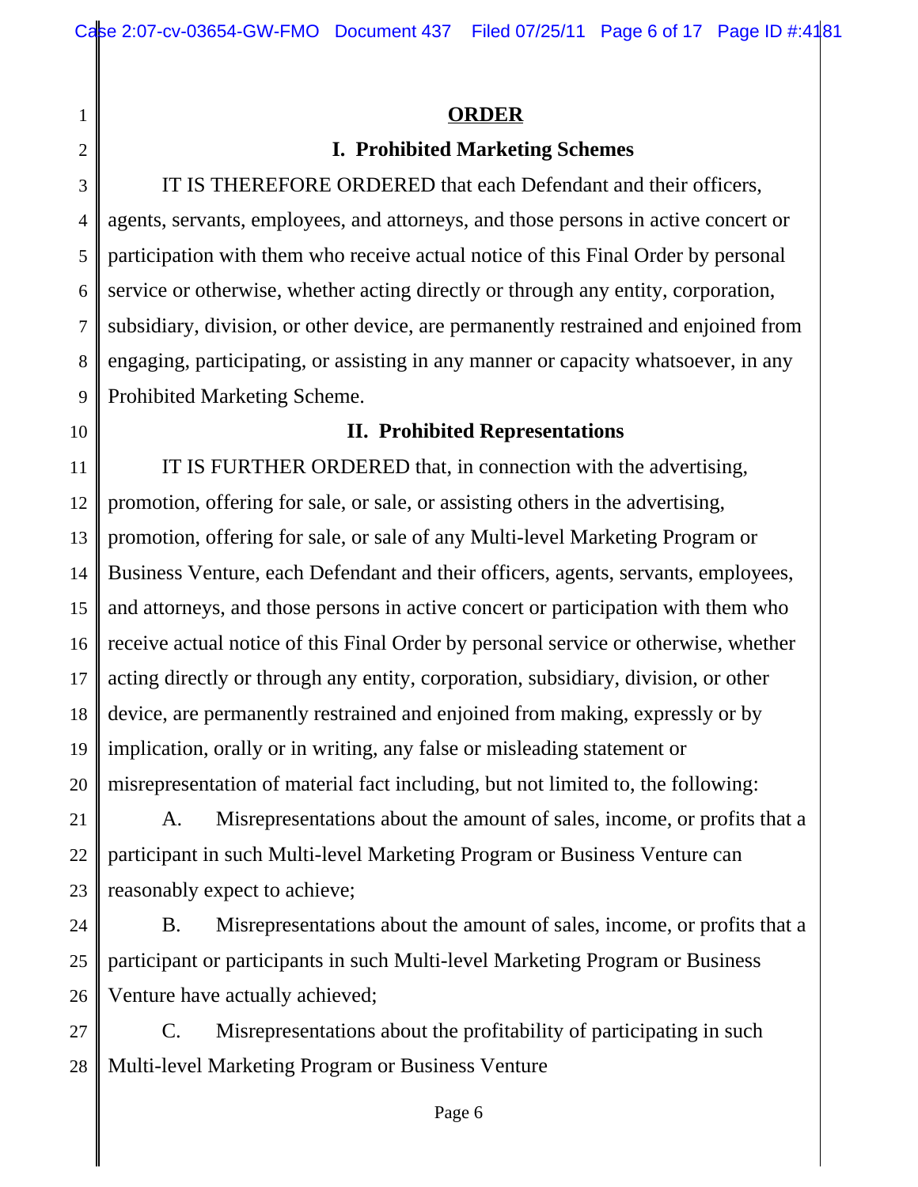## ORDER

### I. Prohibited Marketing Schemes

IT IS THEREFORE ORDERED that each Defendant and their officers, agents, servants, employees, and attorneys, and those persons in active concert or participation with them who receive actual notice of this Final Order by personal service or otherwise, whether acting directly or through any entity, corporation, subsidiary, division, or other device, are permanently restrained and enjoined from engaging, participating, or assisting in any manner or capacity whatsoever, in any Prohibited Marketing Scheme.

### II. Prohibited Representations

IT IS FURTHER ORDERED that, in connection with the advertising, promotion, offering for sale, or sale, or assisting others in the advertising, promotion, offering for sale, or sale of any Multi-level Marketing Program or Business Venture, each Defendant and their officers, agents, servants, employees, and attorneys, and those persons in active concert or participation with them who receive actual notice of this Final Order by personal service or otherwise, whether acting directly or through any entity, corporation, subsidiary, division, or other device, are permanently restrained and enjoined from making, expressly or by implication, orally or in writing, any false or misleading statement or misrepresentation of material fact including, but not limited to, the following:

A. Misrepresentations about the amount of sales, income, or profits that a participant in such Multi-level Marketing Program or Business Venture can reasonably expect to achieve;

B. Misrepresentations about the amount of sales, income, or profits that a participant or participants in such Multi-level Marketing Program or Business Venture have actually achieved;

C. Misrepresentations about the profitability of participating in such Multi-level Marketing Program or Business Venture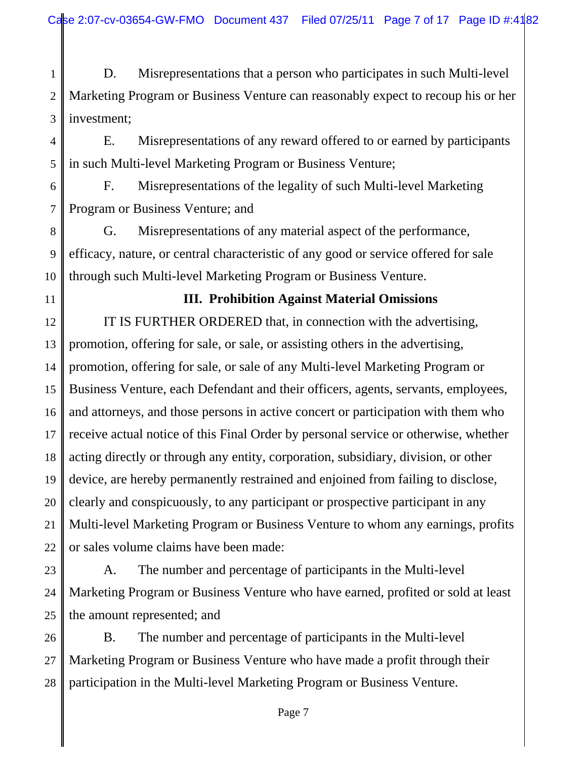D. Misrepresentations that a person who participates in such Multi-level Marketing Program or Business Venture can reasonably expect to recoup his or her investment;

E. Misrepresentations of any reward offered to or earned by participants in such Multi-level Marketing Program or Business Venture;

F. Misrepresentations of the legality of such Multi-level Marketing Program or Business Venture; and

G. Misrepresentations of any material aspect of the performance, efficacy, nature, or central characteristic of any good or service offered for sale through such Multi-level Marketing Program or Business Venture.

## III. Prohibition Against Material Omissions

IT IS FURTHER ORDERED that, in connection with the advertising, promotion, offering for sale, or sale, or assisting others in the advertising, promotion, offering for sale, or sale of any Multi-level Marketing Program or Business Venture, each Defendant and their officers, agents, servants, employees, and attorneys, and those persons in active concert or participation with them who receive actual notice of this Final Order by personal service or otherwise, whether acting directly or through any entity, corporation, subsidiary, division, or other device, are hereby permanently restrained and enjoined from failing to disclose, clearly and conspicuously, to any participant or prospective participant in any Multi-level Marketing Program or Business Venture to whom any earnings, profits or sales volume claims have been made:

A. The number and percentage of participants in the Multi-level Marketing Program or Business Venture who have earned, profited or sold at least the amount represented; and

B. The number and percentage of participants in the Multi-level Marketing Program or Business Venture who have made a profit through their participation in the Multi-level Marketing Program or Business Venture.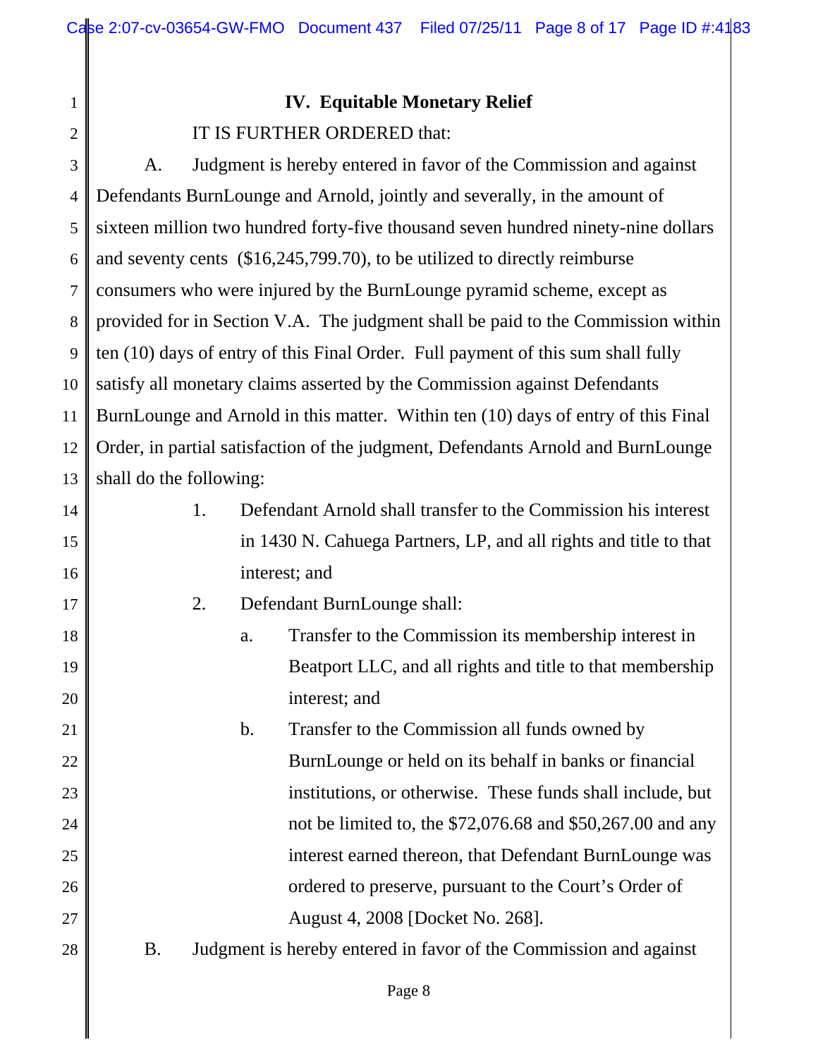## IV. Equitable Monetary Relief

IT IS FURTHER ORDERED that:

A. Judgment is hereby entered in favor of the Commission and against Defendants BurnLounge and Arnold, jointly and severally, in the amount of sixteen million two hundred forty-five thousand seven hundred ninety-nine dollars and seventy cents ($16,245,799.70), to be utilized to directly reimburse consumers who were injured by the BurnLounge pyramid scheme, except as provided for in Section V.A. The judgment shall be paid to the Commission within ten (10) days of entry of this Final Order. Full payment of this sum shall fully satisfy all monetary claims asserted by the Commission against Defendants BurnLounge and Arnold in this matter. Within ten (10) days of entry of this Final Order, in partial satisfaction of the judgment, Defendants Arnold and BurnLounge shall do the following:

1. Defendant Arnold shall transfer to the Commission his interest in 1430 N. Cahuega Partners, LP, and all rights and title to that interest; and

2. Defendant BurnLounge shall:

   a. Transfer to the Commission its membership interest in Beatport LLC, and all rights and title to that membership interest; and

   b. Transfer to the Commission all funds owned by BurnLounge or held on its behalf in banks or financial institutions, or otherwise. These funds shall include, but not be limited to, the $72,076.68 and $50,267.00 and any interest earned thereon, that Defendant BurnLounge was ordered to preserve, pursuant to the Court's Order of August 4, 2008 [Docket No. 268].

B. Judgment is hereby entered in favor of the Commission and against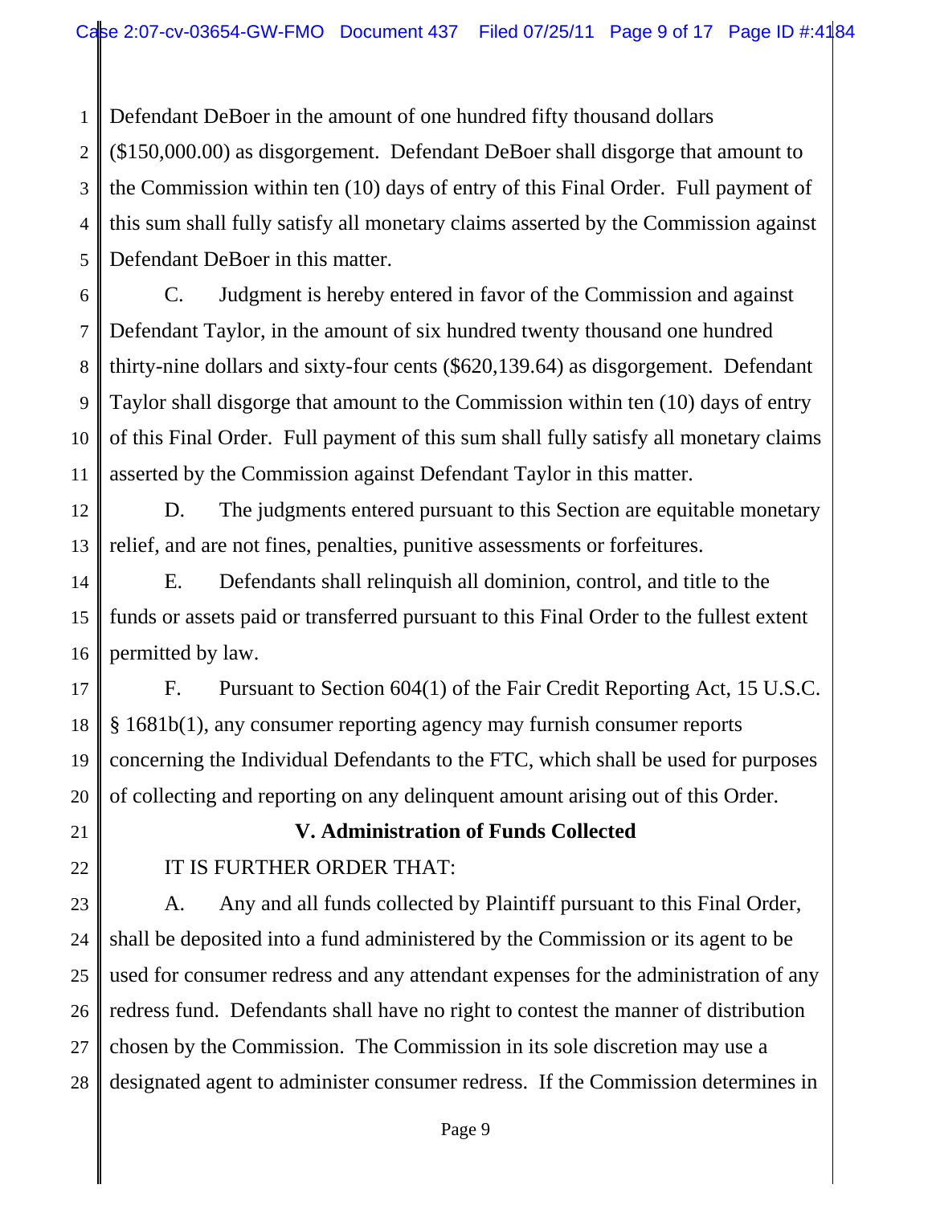Defendant DeBoer in the amount of one hundred fifty thousand dollars ($150,000.00) as disgorgement. Defendant DeBoer shall disgorge that amount to the Commission within ten (10) days of entry of this Final Order. Full payment of this sum shall fully satisfy all monetary claims asserted by the Commission against Defendant DeBoer in this matter.

C. Judgment is hereby entered in favor of the Commission and against Defendant Taylor, in the amount of six hundred twenty thousand one hundred thirty-nine dollars and sixty-four cents ($620,139.64) as disgorgement. Defendant Taylor shall disgorge that amount to the Commission within ten (10) days of entry of this Final Order. Full payment of this sum shall fully satisfy all monetary claims asserted by the Commission against Defendant Taylor in this matter.

D. The judgments entered pursuant to this Section are equitable monetary relief, and are not fines, penalties, punitive assessments or forfeitures.

E. Defendants shall relinquish all dominion, control, and title to the funds or assets paid or transferred pursuant to this Final Order to the fullest extent permitted by law.

F. Pursuant to Section 604(1) of the Fair Credit Reporting Act, 15 U.S.C. § 1681b(1), any consumer reporting agency may furnish consumer reports concerning the Individual Defendants to the FTC, which shall be used for purposes of collecting and reporting on any delinquent amount arising out of this Order.

## V. Administration of Funds Collected

IT IS FURTHER ORDER THAT:

A. Any and all funds collected by Plaintiff pursuant to this Final Order, shall be deposited into a fund administered by the Commission or its agent to be used for consumer redress and any attendant expenses for the administration of any redress fund. Defendants shall have no right to contest the manner of distribution chosen by the Commission. The Commission in its sole discretion may use a designated agent to administer consumer redress. If the Commission determines in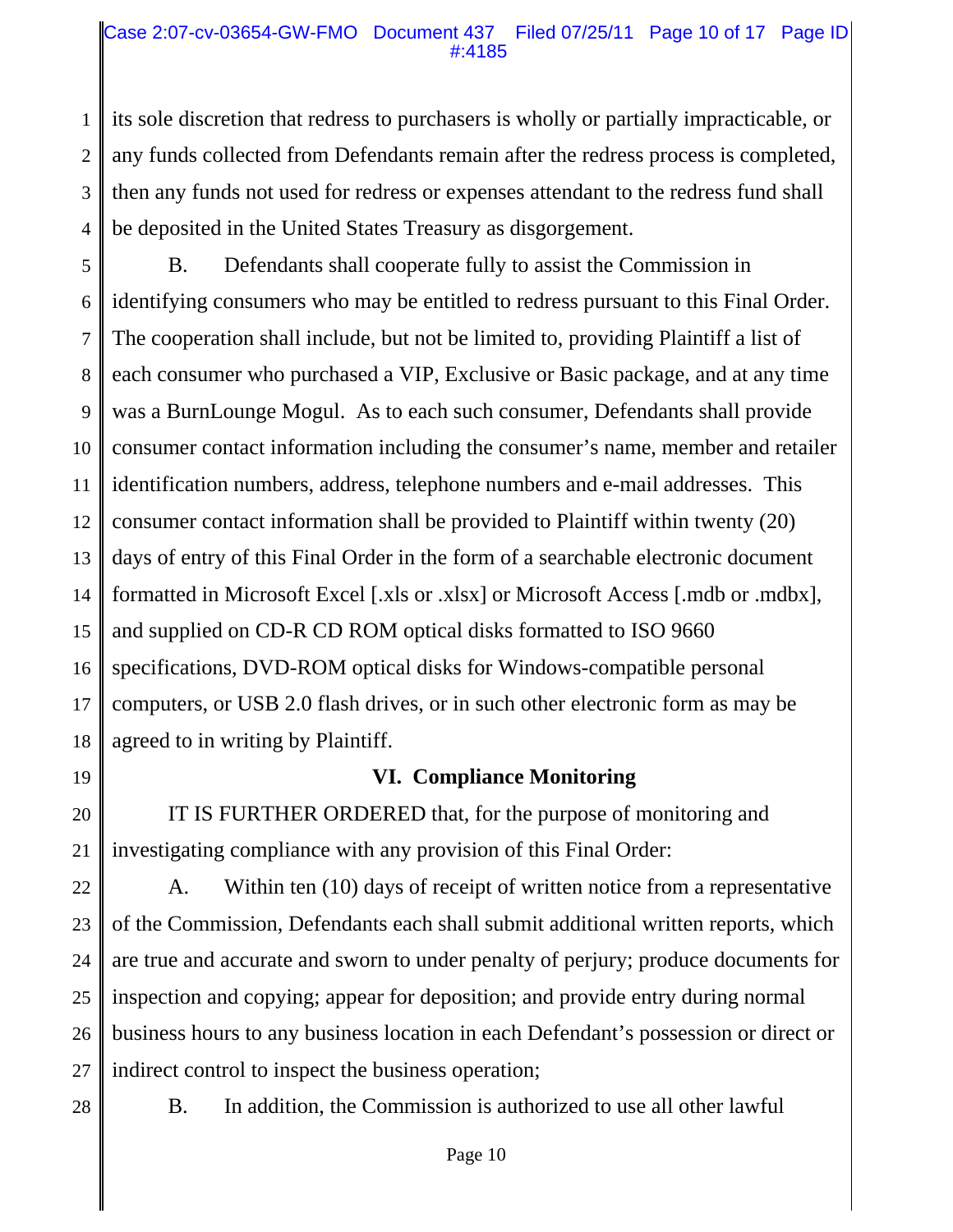its sole discretion that redress to purchasers is wholly or partially impracticable, or any funds collected from Defendants remain after the redress process is completed, then any funds not used for redress or expenses attendant to the redress fund shall be deposited in the United States Treasury as disgorgement.

B. Defendants shall cooperate fully to assist the Commission in identifying consumers who may be entitled to redress pursuant to this Final Order. The cooperation shall include, but not be limited to, providing Plaintiff a list of each consumer who purchased a VIP, Exclusive or Basic package, and at any time was a BurnLounge Mogul. As to each such consumer, Defendants shall provide consumer contact information including the consumer's name, member and retailer identification numbers, address, telephone numbers and e-mail addresses. This consumer contact information shall be provided to Plaintiff within twenty (20) days of entry of this Final Order in the form of a searchable electronic document formatted in Microsoft Excel [.xls or .xlsx] or Microsoft Access [.mdb or .mdbx], and supplied on CD-R CD ROM optical disks formatted to ISO 9660 specifications, DVD-ROM optical disks for Windows-compatible personal computers, or USB 2.0 flash drives, or in such other electronic form as may be agreed to in writing by Plaintiff.

## VI. Compliance Monitoring

IT IS FURTHER ORDERED that, for the purpose of monitoring and investigating compliance with any provision of this Final Order:

A. Within ten (10) days of receipt of written notice from a representative of the Commission, Defendants each shall submit additional written reports, which are true and accurate and sworn to under penalty of perjury; produce documents for inspection and copying; appear for deposition; and provide entry during normal business hours to any business location in each Defendant's possession or direct or indirect control to inspect the business operation;

B. In addition, the Commission is authorized to use all other lawful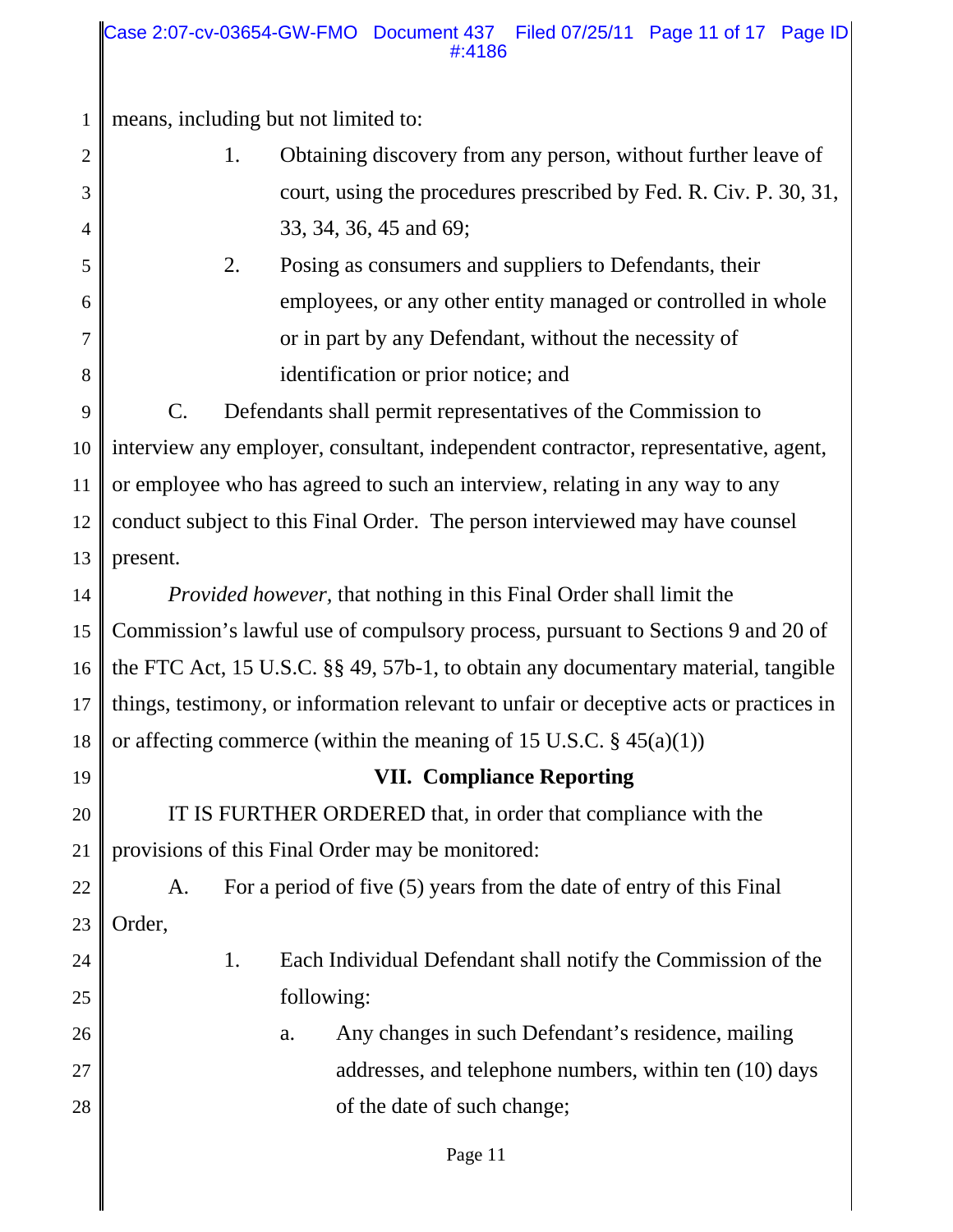means, including but not limited to:

1. Obtaining discovery from any person, without further leave of court, using the procedures prescribed by Fed. R. Civ. P. 30, 31, 33, 34, 36, 45 and 69;

2. Posing as consumers and suppliers to Defendants, their employees, or any other entity managed or controlled in whole or in part by any Defendant, without the necessity of identification or prior notice; and

C. Defendants shall permit representatives of the Commission to interview any employer, consultant, independent contractor, representative, agent, or employee who has agreed to such an interview, relating in any way to any conduct subject to this Final Order. The person interviewed may have counsel present.

*Provided however,* that nothing in this Final Order shall limit the Commission's lawful use of compulsory process, pursuant to Sections 9 and 20 of the FTC Act, 15 U.S.C. §§ 49, 57b-1, to obtain any documentary material, tangible things, testimony, or information relevant to unfair or deceptive acts or practices in or affecting commerce (within the meaning of 15 U.S.C. § 45(a)(1))

**VII. Compliance Reporting**

IT IS FURTHER ORDERED that, in order that compliance with the provisions of this Final Order may be monitored:

A. For a period of five (5) years from the date of entry of this Final Order,

1. Each Individual Defendant shall notify the Commission of the following:

   a. Any changes in such Defendant's residence, mailing addresses, and telephone numbers, within ten (10) days of the date of such change;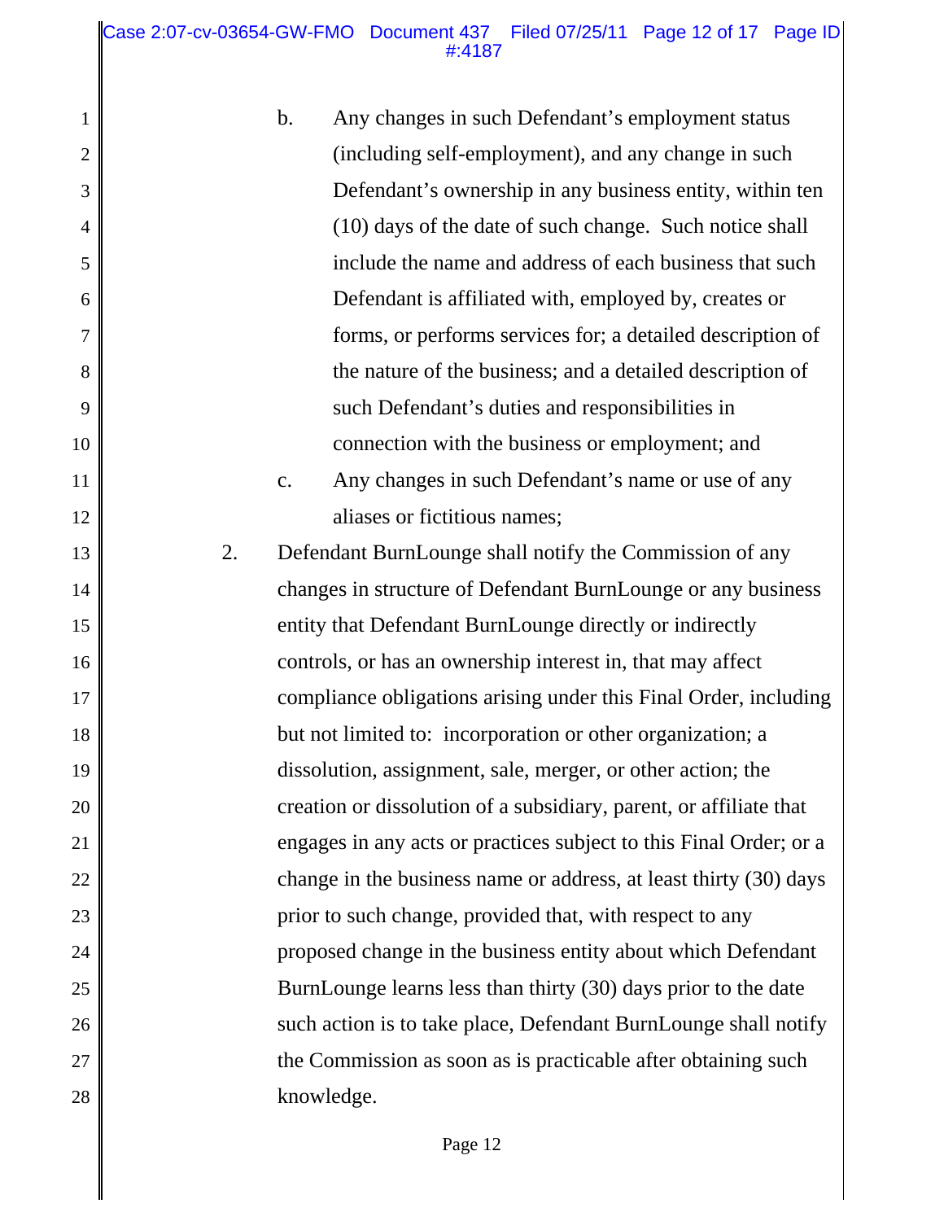b. Any changes in such Defendant's employment status (including self-employment), and any change in such Defendant's ownership in any business entity, within ten (10) days of the date of such change. Such notice shall include the name and address of each business that such Defendant is affiliated with, employed by, creates or forms, or performs services for; a detailed description of the nature of the business; and a detailed description of such Defendant's duties and responsibilities in connection with the business or employment; and

c. Any changes in such Defendant's name or use of any aliases or fictitious names;

2. Defendant BurnLounge shall notify the Commission of any changes in structure of Defendant BurnLounge or any business entity that Defendant BurnLounge directly or indirectly controls, or has an ownership interest in, that may affect compliance obligations arising under this Final Order, including but not limited to: incorporation or other organization; a dissolution, assignment, sale, merger, or other action; the creation or dissolution of a subsidiary, parent, or affiliate that engages in any acts or practices subject to this Final Order; or a change in the business name or address, at least thirty (30) days prior to such change, provided that, with respect to any proposed change in the business entity about which Defendant BurnLounge learns less than thirty (30) days prior to the date such action is to take place, Defendant BurnLounge shall notify the Commission as soon as is practicable after obtaining such knowledge.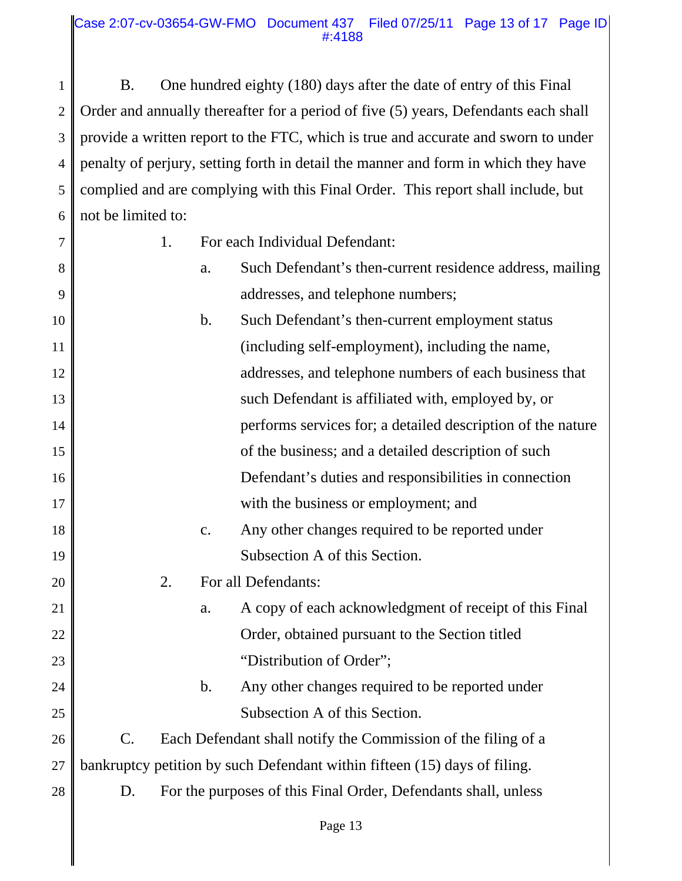B. One hundred eighty (180) days after the date of entry of this Final Order and annually thereafter for a period of five (5) years, Defendants each shall provide a written report to the FTC, which is true and accurate and sworn to under penalty of perjury, setting forth in detail the manner and form in which they have complied and are complying with this Final Order. This report shall include, but not be limited to:

1. For each Individual Defendant:
   a. Such Defendant's then-current residence address, mailing addresses, and telephone numbers;
   b. Such Defendant's then-current employment status (including self-employment), including the name, addresses, and telephone numbers of each business that such Defendant is affiliated with, employed by, or performs services for; a detailed description of the nature of the business; and a detailed description of such Defendant's duties and responsibilities in connection with the business or employment; and
   c. Any other changes required to be reported under Subsection A of this Section.
2. For all Defendants:
   a. A copy of each acknowledgment of receipt of this Final Order, obtained pursuant to the Section titled "Distribution of Order";
   b. Any other changes required to be reported under Subsection A of this Section.

C. Each Defendant shall notify the Commission of the filing of a bankruptcy petition by such Defendant within fifteen (15) days of filing.

D. For the purposes of this Final Order, Defendants shall, unless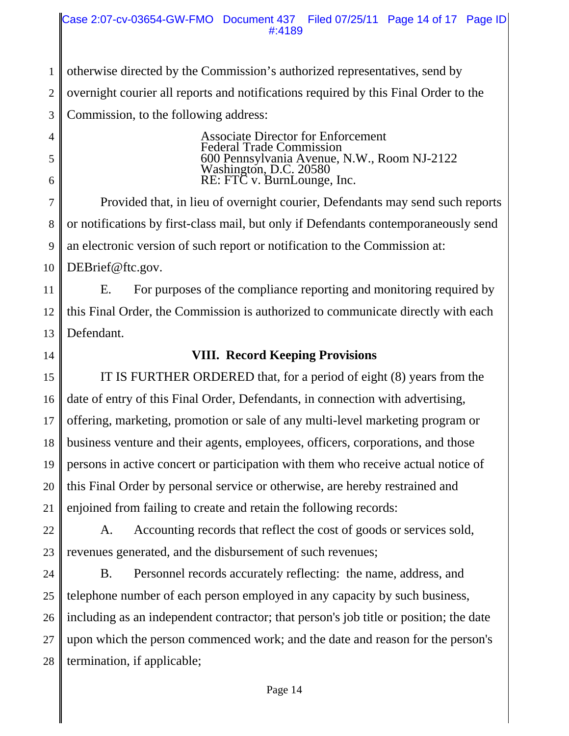otherwise directed by the Commission's authorized representatives, send by overnight courier all reports and notifications required by this Final Order to the Commission, to the following address:

Associate Director for Enforcement
Federal Trade Commission
600 Pennsylvania Avenue, N.W., Room NJ-2122
Washington, D.C. 20580
RE: FTC v. BurnLounge, Inc.

Provided that, in lieu of overnight courier, Defendants may send such reports or notifications by first-class mail, but only if Defendants contemporaneously send an electronic version of such report or notification to the Commission at: DEBrief@ftc.gov.

E. For purposes of the compliance reporting and monitoring required by this Final Order, the Commission is authorized to communicate directly with each Defendant.

## VIII. Record Keeping Provisions

IT IS FURTHER ORDERED that, for a period of eight (8) years from the date of entry of this Final Order, Defendants, in connection with advertising, offering, marketing, promotion or sale of any multi-level marketing program or business venture and their agents, employees, officers, corporations, and those persons in active concert or participation with them who receive actual notice of this Final Order by personal service or otherwise, are hereby restrained and enjoined from failing to create and retain the following records:

A. Accounting records that reflect the cost of goods or services sold, revenues generated, and the disbursement of such revenues;

B. Personnel records accurately reflecting: the name, address, and telephone number of each person employed in any capacity by such business, including as an independent contractor; that person's job title or position; the date upon which the person commenced work; and the date and reason for the person's termination, if applicable;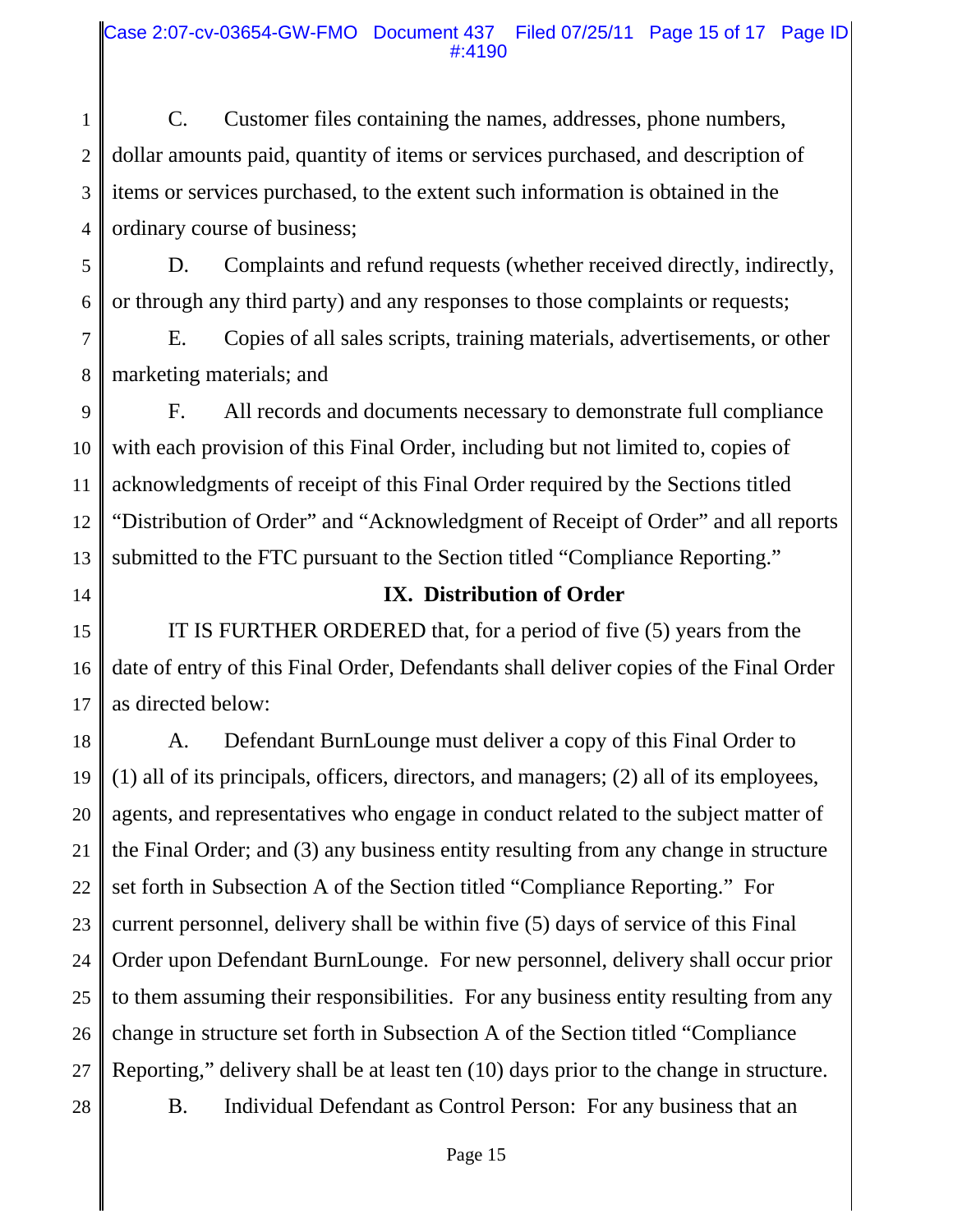C. Customer files containing the names, addresses, phone numbers, dollar amounts paid, quantity of items or services purchased, and description of items or services purchased, to the extent such information is obtained in the ordinary course of business;

D. Complaints and refund requests (whether received directly, indirectly, or through any third party) and any responses to those complaints or requests;

E. Copies of all sales scripts, training materials, advertisements, or other marketing materials; and

F. All records and documents necessary to demonstrate full compliance with each provision of this Final Order, including but not limited to, copies of acknowledgments of receipt of this Final Order required by the Sections titled "Distribution of Order" and "Acknowledgment of Receipt of Order" and all reports submitted to the FTC pursuant to the Section titled "Compliance Reporting."

**IX. Distribution of Order**

IT IS FURTHER ORDERED that, for a period of five (5) years from the date of entry of this Final Order, Defendants shall deliver copies of the Final Order as directed below:

A. Defendant BurnLounge must deliver a copy of this Final Order to (1) all of its principals, officers, directors, and managers; (2) all of its employees, agents, and representatives who engage in conduct related to the subject matter of the Final Order; and (3) any business entity resulting from any change in structure set forth in Subsection A of the Section titled "Compliance Reporting." For current personnel, delivery shall be within five (5) days of service of this Final Order upon Defendant BurnLounge. For new personnel, delivery shall occur prior to them assuming their responsibilities. For any business entity resulting from any change in structure set forth in Subsection A of the Section titled "Compliance Reporting," delivery shall be at least ten (10) days prior to the change in structure.

B. Individual Defendant as Control Person: For any business that an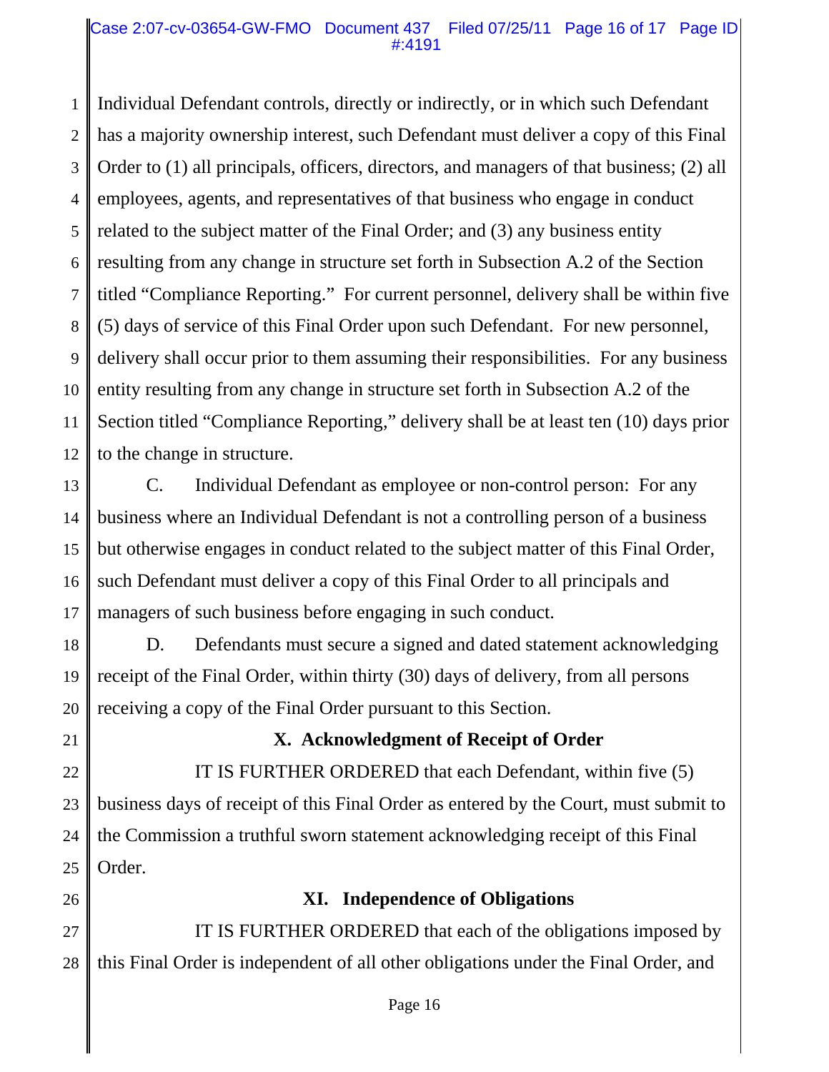Individual Defendant controls, directly or indirectly, or in which such Defendant has a majority ownership interest, such Defendant must deliver a copy of this Final Order to (1) all principals, officers, directors, and managers of that business; (2) all employees, agents, and representatives of that business who engage in conduct related to the subject matter of the Final Order; and (3) any business entity resulting from any change in structure set forth in Subsection A.2 of the Section titled "Compliance Reporting." For current personnel, delivery shall be within five (5) days of service of this Final Order upon such Defendant. For new personnel, delivery shall occur prior to them assuming their responsibilities. For any business entity resulting from any change in structure set forth in Subsection A.2 of the Section titled "Compliance Reporting," delivery shall be at least ten (10) days prior to the change in structure.

C. Individual Defendant as employee or non-control person: For any business where an Individual Defendant is not a controlling person of a business but otherwise engages in conduct related to the subject matter of this Final Order, such Defendant must deliver a copy of this Final Order to all principals and managers of such business before engaging in such conduct.

D. Defendants must secure a signed and dated statement acknowledging receipt of the Final Order, within thirty (30) days of delivery, from all persons receiving a copy of the Final Order pursuant to this Section.

## X. Acknowledgment of Receipt of Order

IT IS FURTHER ORDERED that each Defendant, within five (5) business days of receipt of this Final Order as entered by the Court, must submit to the Commission a truthful sworn statement acknowledging receipt of this Final Order.

## XI. Independence of Obligations

IT IS FURTHER ORDERED that each of the obligations imposed by this Final Order is independent of all other obligations under the Final Order, and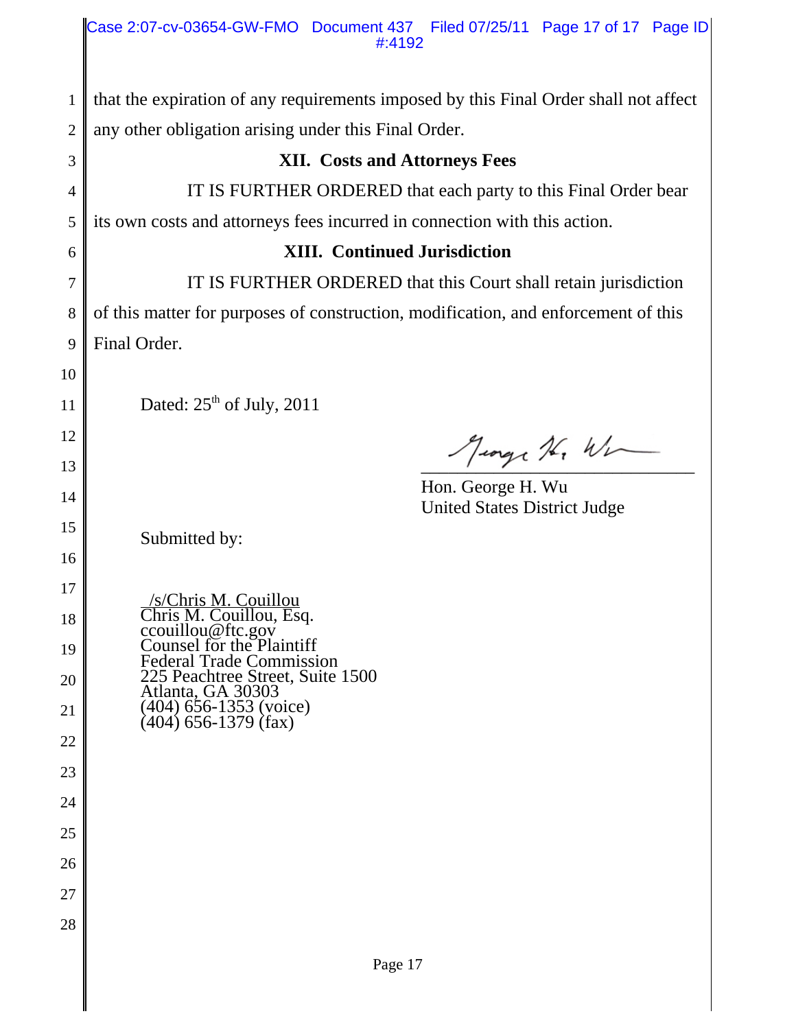that the expiration of any requirements imposed by this Final Order shall not affect any other obligation arising under this Final Order.

### XII. Costs and Attorneys Fees

IT IS FURTHER ORDERED that each party to this Final Order bear its own costs and attorneys fees incurred in connection with this action.

### XIII. Continued Jurisdiction

IT IS FURTHER ORDERED that this Court shall retain jurisdiction of this matter for purposes of construction, modification, and enforcement of this Final Order.

Dated: 25th of July, 2011

Hon. George H. Wu
United States District Judge

Submitted by:

/s/Chris M. Couillou
Chris M. Couillou, Esq.
ccouillou@ftc.gov
Counsel for the Plaintiff
Federal Trade Commission
225 Peachtree Street, Suite 1500
Atlanta, GA 30303
(404) 656-1353 (voice)
(404) 656-1379 (fax)